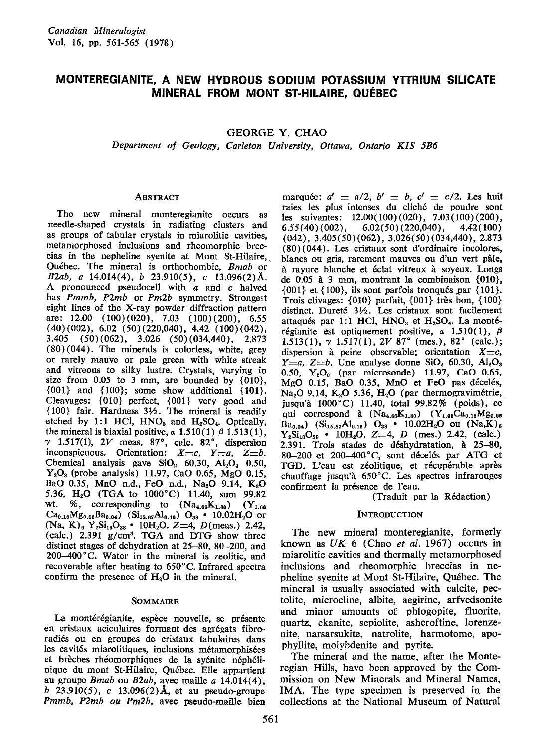# MONTEREGIANITE, A NEW HYDROUS SODIUM POTASSIUM YTTRIUM SILICATE MINERAL FROM MONT ST-HILAIRE, QUÉBEC

GEORGE Y. CHAO

*Department of Geology, Carleton University, Ottawa, Ontario K1S 5B6*

## Abstract

The new mineral monteregianite occurs as needle-shaped crystals in radiating clusters and as groups of tabular crystals in miarolitic cavities, metamorphosed inclusions and rheomorphic breccias in the nepheline syenite at Mont St-Hilaire, Québec. The mineral is orthorhombic, *Bmab* or *B2ab*, *a* 14.014(4), *b* 23.910(5), *c* 13.096(2)Å. A pronounced pseudocell with *a* and *c* halved has *Pmmb*, *P2mb* or *Pm2b* symmetry. Strongest eight lines of the X-ray powder diffraction pattern are: 12.00 (100)(020), 7.03 (100)(200), 6.55 (40)(002), 6.02 (50)(220,040), 4.42 (100)(042), 3.405 (50)(062), 3.026 (50)(034,440), 2.873 (80)(044). The minerals is colorless, white, grey or rarely mauve or pale green with white streak and vitreous to silky lustre. Crystals, varying in size from 0.05 to 3 mm, are bounded by {010}, {001} and {100}; some show additional {101}. Cleavages: {010} perfect, {001} very good and {100} fair. Hardness 3½. The mineral is readily etched by 1:1 HCl, $HNO_3$ and $H_2SO_4$. Optically, the mineral is biaxial positive, α 1.510(1) β 1.513(1), γ 1.517(1), 2*V* meas. 87°, calc. 82°, dispersion inconspicuous. Orientation: *X*=*c*, *Y*=*a*, *Z*=*b*. Chemical analysis gave $SiO_2$ 60.30, $Al_2O_3$ 0.50, $Y_2O_3$ (probe analysis) 11.97, CaO 0.65, MgO 0.15, BaO 0.35, MnO n.d., FeO n.d., $Na_2O$ 9.14, $K_2O$ 5.36, $H_2O$ (TGA to 1000°C) 11.40, sum 99.82 wt. %, corresponding to $(Na_{4.66}K_{1.80})$ $(Y_{1.68}Ca_{0.18}Mg_{0.06}Ba_{0.04})$ $(Si_{15.87}Al_{0.16})$ $O_{38}$ • $10.02H_2O$ or $(Na, K)_6$ $Y_2Si_{16}O_{38}$ • $10H_2O$. *Z*=4, *D*(meas.) 2.42, (calc.) 2.391 g/cm³. TGA and DTG show three distinct stages of dehydration at 25–80, 80–200, and 200–400°C. Water in the mineral is zeolitic, and recoverable after heating to 650°C. Infrared spectra confirm the presence of $H_2O$ in the mineral.

## Sommaire

La montérégianite, espèce nouvelle, se présente en cristaux aciculaires formant des agrégats fibroradiés ou en groupes de cristaux tabulaires dans les cavités miarolitiques, inclusions métamorphisées et brèches rhéomorphiques de la syénite néphélinique du mont St-Hilaire, Québec. Elle appartient au groupe *Bmab* ou *B2ab*, avec maille *a* 14.014(4), *b* 23.910(5), *c* 13.096(2)Å, et au pseudo-groupe *Pmmb, P2mb ou Pm2b*, avec pseudo-maille bien marquée: *a'* = *a*/2, *b'* = *b*, *c'* = *c*/2. Les huit raies les plus intenses du cliché de poudre sont les suivantes: 12.00(100)(020), 7.03(100)(200), 6.55(40)(002), 6.02(50)(220,040), 4.42(100)(042), 3.405(50)(062), 3.026(50)(034,440), 2.873 (80)(044). Les cristaux sont d'ordinaire incolores, blancs ou gris, rarement mauves ou d'un vert pâle, à rayure blanche et éclat vitreux à soyeux. Longs de 0.05 à 3 mm, montrant la combinaison {010}, {001} et {100}, ils sont parfois tronqués par {101}. Trois clivages: {010} parfait, {001} très bon, {100} distinct. Dureté 3½. Les cristaux sont facilement attaqués par 1:1 HCl, $HNO_3$ et $H_2SO_4$. La montérégianite est optiquement positive, α 1.510(1), β 1.513(1), γ 1.517(1), 2*V* 87° (mes.), 82° (calc.); dispersion à peine observable; orientation *X*=*c*, *Y*=*a*, *Z*=*b*. Une analyse donne $SiO_2$ 60.30, $Al_2O_3$ 0.50, $Y_2O_3$ (par microsonde) 11.97, CaO 0.65, MgO 0.15, BaO 0.35, MnO et FeO pas décelés, $Na_2O$ 9.14, $K_2O$ 5.36, $H_2O$ (par thermogravimétrie, jusqu'à 1000°C) 11.40, total 99.82% (poids), ce qui correspond à $(Na_{4.66}K_{1.80})$ $(Y_{1.68}Ca_{0.18}Mg_{0.06}Ba_{0.04})$ $(Si_{15.87}Al_{0.16})$ $O_{38}$ • $10.02H_2O$ ou $(Na,K)_6$ $Y_2Si_{16}O_{38}$ • $10H_2O$. *Z*=4, *D* (mes.) 2.42, (calc.) 2.391. Trois stades de déshydratation, à 25–80, 80–200 et 200–400°C, sont décelés par ATG et TGD. L'eau est zéolitique, et récupérable après chauffage jusqu'à 650°C. Les spectres infrarouges confirment la présence de l'eau.

(Traduit par la Rédaction)

## Introduction

The new mineral monteregianite, formerly known as *UK*–6 (Chao *et al.* 1967) occurs in miarolitic cavities and thermally metamorphosed inclusions and rheomorphic breccias in nepheline syenite at Mont St-Hilaire, Québec. The mineral is usually associated with calcite, pectolite, microcline, albite, aegirine, arfvedsonite and minor amounts of phlogopite, fluorite, quartz, ekanite, sepiolite, ashcroftine, lorenzenite, narsarsukite, natrolite, harmotome, apophyllite, molybdenite and pyrite.

The mineral and the name, after the Monteregian Hills, have been approved by the Commission on New Minerals and Mineral Names, IMA. The type specimen is preserved in the collections at the National Museum of Natural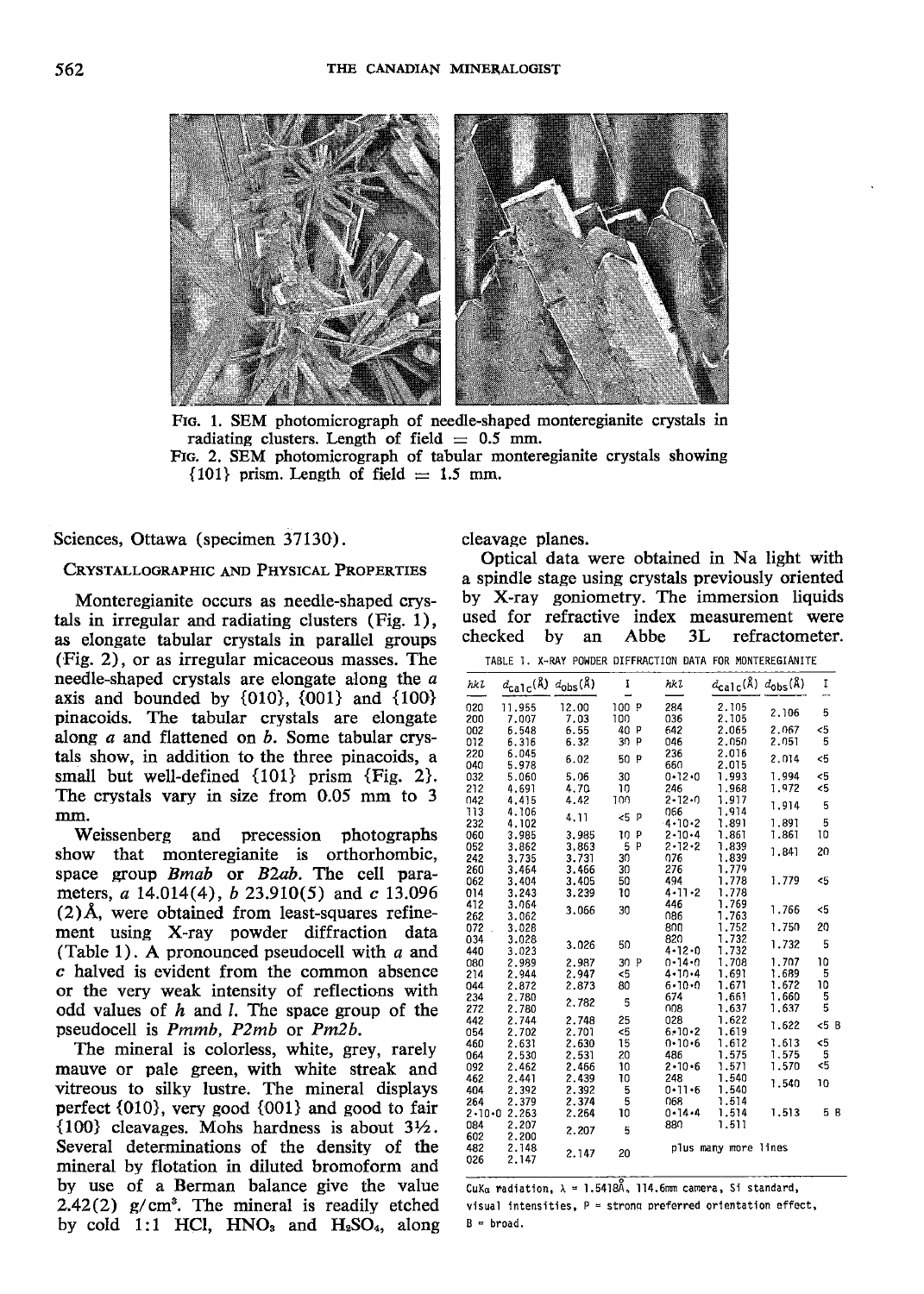FIG. 1. SEM photomicrograph of needle-shaped monteregianite crystals in radiating clusters. Length of field = 0.5 mm.

FIG. 2. SEM photomicrograph of tabular monteregianite crystals showing {101} prism. Length of field = 1.5 mm.

Sciences, Ottawa (specimen 37130).

## CRYSTALLOGRAPHIC AND PHYSICAL PROPERTIES

Monteregianite occurs as needle-shaped crystals in irregular and radiating clusters (Fig. 1), as elongate tabular crystals in parallel groups (Fig. 2), or as irregular micaceous masses. The needle-shaped crystals are elongate along the *a* axis and bounded by {010}, {001} and {100} pinacoids. The tabular crystals are elongate along *a* and flattened on *b*. Some tabular crystals show, in addition to the three pinacoids, a small but well-defined {101} prism (Fig. 2). The crystals vary in size from 0.05 mm to 3 mm.

Weissenberg and precession photographs show that monteregianite is orthorhombic, space group *Bmab* or *B2ab*. The cell parameters, *a* 14.014(4), *b* 23.910(5) and *c* 13.096 (2)Å, were obtained from least-squares refinement using X-ray powder diffraction data (Table 1). A pronounced pseudocell with *a* and *c* halved is evident from the common absence or the very weak intensity of reflections with odd values of *h* and *l*. The space group of the pseudocell is *Pmmb*, *P2mb* or *Pm2b*.

The mineral is colorless, white, grey, rarely mauve or pale green, with white streak and vitreous to silky lustre. The mineral displays perfect {010}, very good {001} and good to fair {100} cleavages. Mohs hardness is about 3½. Several determinations of the density of the mineral by flotation in diluted bromoform and by use of a Berman balance give the value 2.42(2) g/cm³. The mineral is readily etched by cold 1:1 HCl, $HNO_3$ and $H_2SO_4$, along cleavage planes.

Optical data were obtained in Na light with a spindle stage using crystals previously oriented by X-ray goniometry. The immersion liquids used for refractive index measurement were checked by an Abbe 3L refractometer.

TABLE 1. X-RAY POWDER DIFFRACTION DATA FOR MONTEREGIANITE

| hkl | $d_{calc}$(Å) | $d_{obs}$(Å) | I | hkl | $d_{calc}$(Å) | $d_{obs}$(Å) | I |
|---|---|---|---|---|---|---|---|
| 020 | 11.955 | 12.00 | 100 P | 284 | 2.105 | 2.106 | 5 |
| 200 | 7.007 | 7.03 | 100 | 036 | 2.105 | | |
| 002 | 6.548 | 6.55 | 40 P | 642 | 2.065 | 2.067 | <5 |
| 012 | 6.316 | 6.32 | 30 P | 046 | 2.050 | 2.051 | 5 |
| 220 | 6.045 | 6.02 | 50 P | 236 | 2.016 | 2.014 | <5 |
| 040 | 5.978 | | | 660 | 2.015 | | |
| 032 | 5.060 | 5.06 | 30 | 0·12·0 | 1.993 | 1.994 | <5 |
| 212 | 4.691 | 4.70 | 10 | 246 | 1.968 | 1.972 | <5 |
| 042 | 4.415 | 4.42 | 100 | 2·12·0 | 1.917 | 1.914 | 5 |
| 113 | 4.106 | 4.11 | <5 P | 066 | 1.914 | | |
| 232 | 4.102 | | | 4·10·2 | 1.891 | 1.891 | 5 |
| 060 | 3.985 | 3.985 | 10 P | 2·10·4 | 1.861 | 1.861 | 10 |
| 052 | 3.862 | 3.863 | 5 P | 2·12·2 | 1.839 | 1.841 | 20 |
| 242 | 3.735 | 3.731 | 30 | 076 | 1.839 | | |
| 260 | 3.464 | 3.466 | 30 | 276 | 1.779 | | |
| 062 | 3.404 | 3.405 | 50 | 494 | 1.778 | 1.779 | <5 |
| 014 | 3.243 | 3.239 | 10 | 4·11·2 | 1.778 | | |
| 412 | 3.064 | 3.066 | 30 | 446 | 1.769 | 1.766 | <5 |
| 262 | 3.062 | | | 086 | 1.763 | | |
| 072 | 3.028 | | | 800 | 1.752 | 1.750 | 20 |
| 034 | 3.028 | 3.026 | 50 | 820 | 1.732 | 1.732 | 5 |
| 440 | 3.023 | | | 4·12·0 | 1.732 | | |
| 080 | 2.989 | 2.987 | 30 P | 0·14·0 | 1.708 | 1.707 | 10 |
| 214 | 2.944 | 2.947 | <5 | 4·10·4 | 1.691 | 1.689 | 5 |
| 044 | 2.872 | 2.873 | 80 | 6·10·0 | 1.671 | 1.672 | 10 |
| 234 | 2.780 | 2.782 | 5 | 674 | 1.661 | 1.660 | 5 |
| 272 | 2.780 | | | 008 | 1.637 | 1.637 | 5 |
| 442 | 2.744 | 2.748 | 25 | 028 | 1.622 | 1.622 | <5 B |
| 054 | 2.702 | 2.701 | <5 | 6·10·2 | 1.619 | | |
| 460 | 2.631 | 2.630 | 15 | 0·10·6 | 1.612 | 1.613 | <5 |
| 064 | 2.530 | 2.531 | 20 | 486 | 1.575 | 1.575 | 5 |
| 092 | 2.462 | 2.466 | 10 | 2·10·6 | 1.571 | 1.570 | <5 |
| 462 | 2.441 | 2.439 | 10 | 248 | 1.540 | 1.540 | 10 |
| 404 | 2.392 | 2.392 | 5 | 0·11·6 | 1.540 | | |
| 264 | 2.379 | 2.374 | 5 | 068 | 1.514 | | |
| 2·10·0 | 2.263 | 2.264 | 10 | 0·14·4 | 1.514 | 1.513 | 5 B |
| 084 | 2.207 | 2.207 | 5 | 880 | 1.511 | | |
| 602 | 2.200 | | | | | | |
| 482 | 2.148 | 2.147 | 20 | plus many more lines | | | |
| 026 | 2.147 | | | | | | |

CuKα radiation, λ = 1.5418Å, 114.6mm camera, Si standard, visual intensities, P = strong preferred orientation effect, B = broad.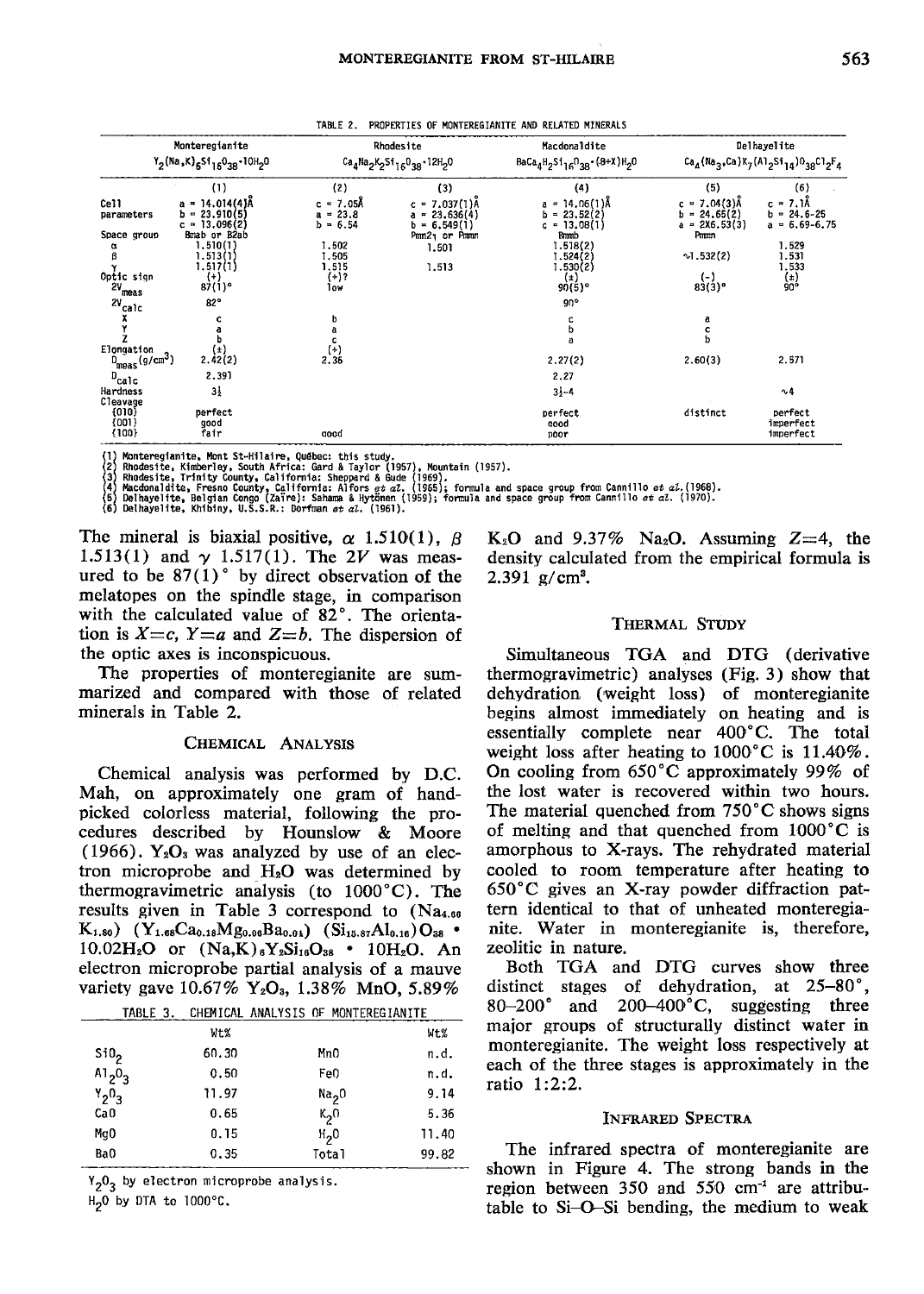TABLE 2. PROPERTIES OF MONTEREGIANITE AND RELATED MINERALS

| | Monteregianite | Rhodesite | | Macdonaldite | Delhayelite | |
|---|---|---|---|---|---|---|
| | $Y_2(Na,K)_6Si_{16}O_{38}\cdot 10H_2O$ | $Ca_4Na_2K_2Si_{16}O_{38}\cdot 12H_2O$ | | $BaCa_4H_2Si_{16}O_{38}\cdot(8+X)H_2O$ | $Ca_4(Na_3,Ca)K_7(Al_2Si_{14})O_{38}Cl_2F_4$ | |
| | (1) | (2) | (3) | (4) | (5) | (6) |
| Cell parameters | a = 14.014(4)Å<br>b = 23.910(5)<br>c = 13.096(2) | c = 7.05Å<br>a = 23.8<br>b = 6.54 | c = 7.037(1)Å<br>a = 23.636(4)<br>b = 6.549(1) | a = 14.06(1)Å<br>b = 23.52(2)<br>c = 13.08(1) | c = 7.04(3)Å<br>b = 24.65(2)<br>a = 2X6.53(3) | c = 7.1Å<br>b = 24.6-25<br>a = 6.69-6.75 |
| Space group | Bmab or B2ab | | Pmn2₁ or Pmmn | Bmmb | Pmmm | |
| α | 1.510(1) | 1.502 | 1.501 | 1.518(2) | | 1.529 |
| β | 1.513(1) | 1.505 | | 1.524(2) | ~1.532(2) | 1.531 |
| γ | 1.517(1) | 1.515 | 1.513 | 1.530(2) | | 1.533 |
| Optic sign | (+) | (+)? | | (±) | (-) | (±) |
| $2V_{meas}$ | 87(1)° | low | | 90(5)° | 83(3)° | 90° |
| $2V_{calc}$ | 82° | | | 90° | | |
| X | c | b | | c | a | |
| Y | a | a | | b | c | |
| Z | b | c | | a | b | |
| Elongation | (±) | (+) | | | | |
| $D_{meas}$ (g/cm³) | 2.42(2) | 2.36 | | 2.27(2) | 2.60(3) | 2.571 |
| $D_{calc}$ | 2.391 | | | 2.27 | | |
| Hardness | 3½ | | | 3½-4 | | ~4 |
| Cleavage | | | | | | |
| {010} | perfect | | | perfect | distinct | perfect |
| {001} | good | | | good | | imperfect |
| {100} | fair | good | | poor | | imperfect |

(1) Monteregianite, Mont St-Hilaire, Québec: this study.
(2) Rhodesite, Kimberley, South Africa: Gard & Taylor (1957), Mountain (1957).
(3) Rhodesite, Trinity County, California: Sheppard & Gude (1969).
(4) Macdonaldite, Fresno County, California: Alfors *et al.* (1965); formula and space group from Cannillo *et al.* (1968).
(5) Delhayelite, Belgian Congo (Zaire): Sahama & Hytönen (1959); formula and space group from Cannillo *et al.* (1970).
(6) Delhayelite, Khibiny, U.S.S.R.: Dorfman *et al.* (1961).

The mineral is biaxial positive, α 1.510(1), β 1.513(1) and γ 1.517(1). The $2V$ was measured to be 87(1)° by direct observation of the melatopes on the spindle stage, in comparison with the calculated value of 82°. The orientation is $X=c$, $Y=a$ and $Z=b$. The dispersion of the optic axes is inconspicuous.

The properties of monteregianite are summarized and compared with those of related minerals in Table 2.

## Chemical Analysis

Chemical analysis was performed by D.C. Mah, on approximately one gram of hand-picked colorless material, following the procedures described by Hounslow & Moore (1966). $Y_2O_3$ was analyzed by use of an electron microprobe and $H_2O$ was determined by thermogravimetric analysis (to 1000°C). The results given in Table 3 correspond to $(Na_{4.66}K_{1.80})(Y_{1.68}Ca_{0.18}Mg_{0.06}Ba_{0.04})(Si_{15.87}Al_{0.16})O_{38}\cdot 10.02H_2O$ or $(Na,K)_6Y_2Si_{16}O_{38}\cdot 10H_2O$. An electron microprobe partial analysis of a mauve variety gave 10.67% $Y_2O_3$, 1.38% MnO, 5.89% $K_2O$ and 9.37% $Na_2O$. Assuming $Z=4$, the density calculated from the empirical formula is 2.391 g/cm³.

TABLE 3. CHEMICAL ANALYSIS OF MONTEREGIANITE

| | Wt% | | Wt% |
|---|---|---|---|
| $SiO_2$ | 60.30 | MnO | n.d. |
| $Al_2O_3$ | 0.50 | FeO | n.d. |
| $Y_2O_3$ | 11.97 | $Na_2O$ | 9.14 |
| CaO | 0.65 | $K_2O$ | 5.36 |
| MgO | 0.15 | $H_2O$ | 11.40 |
| BaO | 0.35 | Total | 99.82 |

$Y_2O_3$ by electron microprobe analysis.
$H_2O$ by DTA to 1000°C.

## Thermal Study

Simultaneous TGA and DTG (derivative thermogravimetric) analyses (Fig. 3) show that dehydration (weight loss) of monteregianite begins almost immediately on heating and is essentially complete near 400°C. The total weight loss after heating to 1000°C is 11.40%. On cooling from 650°C approximately 99% of the lost water is recovered within two hours. The material quenched from 750°C shows signs of melting and that quenched from 1000°C is amorphous to X-rays. The rehydrated material cooled to room temperature after heating to 650°C gives an X-ray powder diffraction pattern identical to that of unheated monteregianite. Water in monteregianite is, therefore, zeolitic in nature.

Both TGA and DTG curves show three distinct stages of dehydration, at 25–80°, 80–200° and 200–400°C, suggesting three major groups of structurally distinct water in monteregianite. The weight loss respectively at each of the three stages is approximately in the ratio 1:2:2.

## Infrared Spectra

The infrared spectra of monteregianite are shown in Figure 4. The strong bands in the region between 350 and 550 cm⁻¹ are attributable to Si–O–Si bending, the medium to weak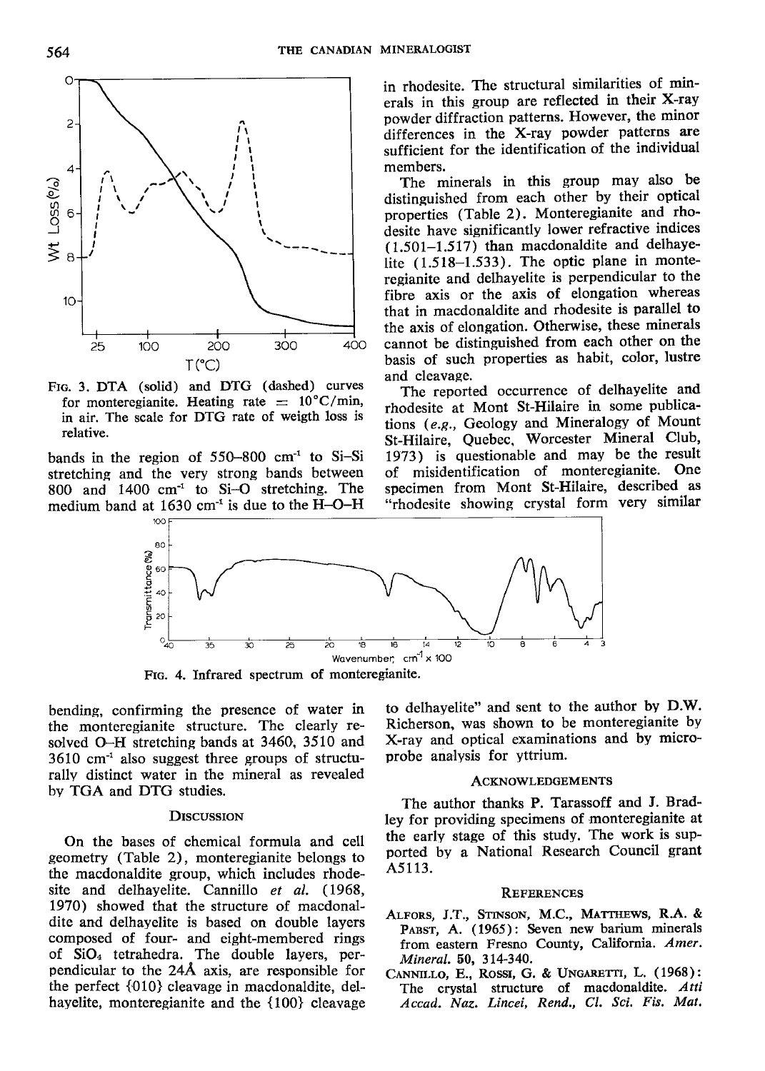FIG. 3. DTA (solid) and DTG (dashed) curves for monteregianite. Heating rate = 10°C/min, in air. The scale for DTG rate of weigth loss is relative.

bands in the region of 550–800 $cm^{-1}$ to Si–Si stretching and the very strong bands between 800 and 1400 $cm^{-1}$ to Si–O stretching. The medium band at 1630 $cm^{-1}$ is due to the H–O–H bending, confirming the presence of water in the monteregianite structure. The clearly resolved O–H stretching bands at 3460, 3510 and 3610 $cm^{-1}$ also suggest three groups of structurally distinct water in the mineral as revealed by TGA and DTG studies.

FIG. 4. Infrared spectrum of monteregianite.

## DISCUSSION

On the bases of chemical formula and cell geometry (Table 2), monteregianite belongs to the macdonaldite group, which includes rhodesite and delhayelite. Cannillo *et al.* (1968, 1970) showed that the structure of macdonaldite and delhayelite is based on double layers composed of four- and eight-membered rings of $SiO_4$ tetrahedra. The double layers, perpendicular to the 24Å axis, are responsible for the perfect {010} cleavage in macdonaldite, delhayelite, monteregianite and the {100} cleavage in rhodesite. The structural similarities of minerals in this group are reflected in their X-ray powder diffraction patterns. However, the minor differences in the X-ray powder patterns are sufficient for the identification of the individual members.

The minerals in this group may also be distinguished from each other by their optical properties (Table 2). Monteregianite and rhodesite have significantly lower refractive indices (1.501–1.517) than macdonaldite and delhayelite (1.518–1.533). The optic plane in monteregianite and delhayelite is perpendicular to the fibre axis or the axis of elongation whereas that in macdonaldite and rhodesite is parallel to the axis of elongation. Otherwise, these minerals cannot be distinguished from each other on the basis of such properties as habit, color, lustre and cleavage.

The reported occurrence of delhayelite and rhodesite at Mont St-Hilaire in some publications (*e.g.*, Geology and Mineralogy of Mount St-Hilaire, Quebec, Worcester Mineral Club, 1973) is questionable and may be the result of misidentification of monteregianite. One specimen from Mont St-Hilaire, described as "rhodesite showing crystal form very similar to delhayelite" and sent to the author by D.W. Richerson, was shown to be monteregianite by X-ray and optical examinations and by microprobe analysis for yttrium.

## ACKNOWLEDGEMENTS

The author thanks P. Tarassoff and J. Bradley for providing specimens of monteregianite at the early stage of this study. The work is supported by a National Research Council grant A5113.

## REFERENCES

ALFORS, J.T., STINSON, M.C., MATTHEWS, R.A. & PABST, A. (1965): Seven new barium minerals from eastern Fresno County, California. *Amer. Mineral.* **50**, 314-340.

CANNILLO, E., ROSSI, G. & UNGARETTI, L. (1968): The crystal structure of macdonaldite. *Atti Accad. Naz. Lincei, Rend., Cl. Sci. Fis. Mat.*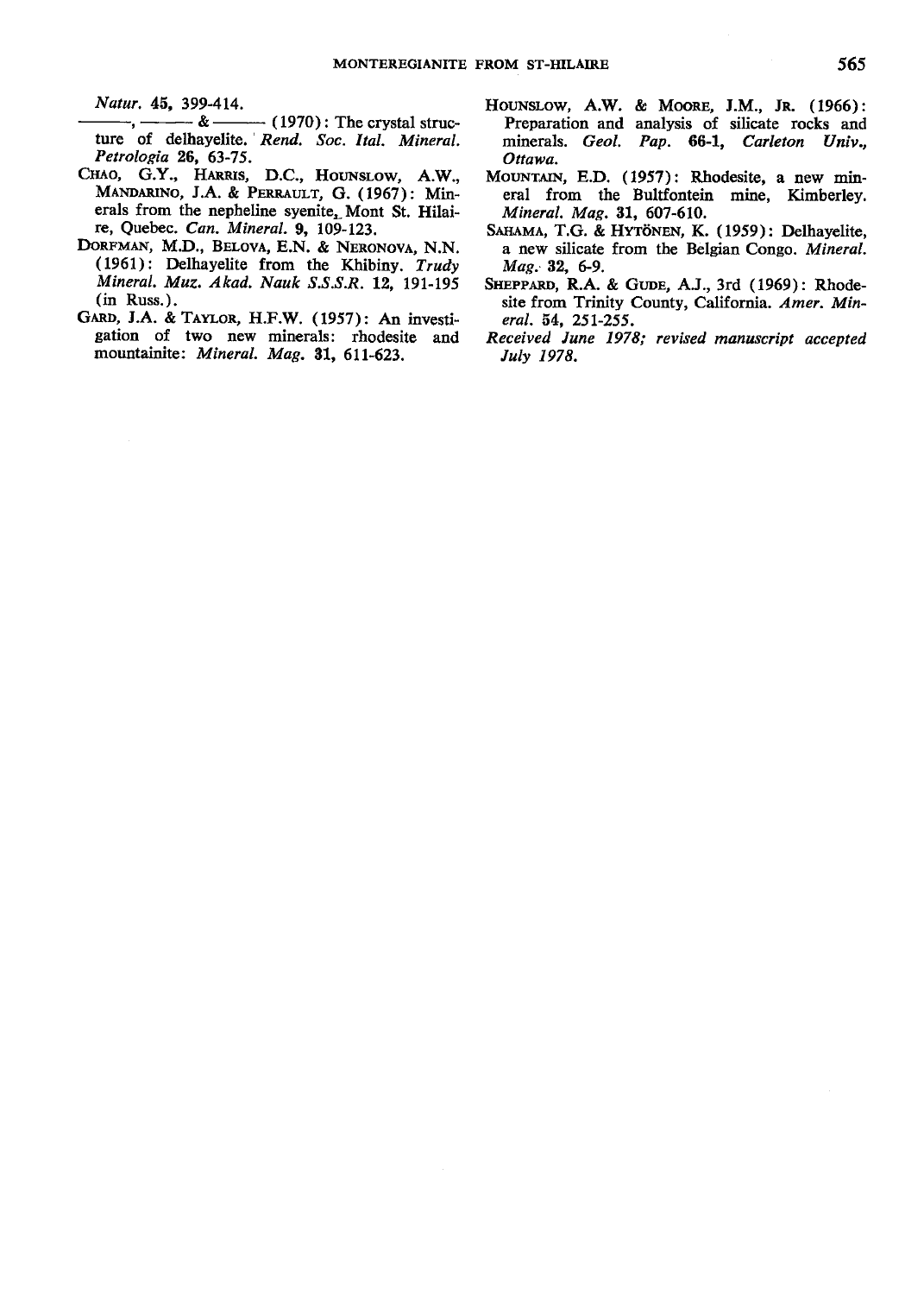*Natur.* **45**, 399-414.

———, ——— & ——— (1970): The crystal structure of delhayelite. *Rend. Soc. Ital. Mineral. Petrologia* **26**, 63-75.

CHAO, G.Y., HARRIS, D.C., HOUNSLOW, A.W., MANDARINO, J.A. & PERRAULT, G. (1967): Minerals from the nepheline syenite, Mont St. Hilaire, Quebec. *Can. Mineral.* **9**, 109-123.

DORFMAN, M.D., BELOVA, E.N. & NERONOVA, N.N. (1961): Delhayelite from the Khibiny. *Trudy Mineral. Muz. Akad. Nauk S.S.S.R.* **12**, 191-195 (in Russ.).

GARD, J.A. & TAYLOR, H.F.W. (1957): An investigation of two new minerals: rhodesite and mountainite: *Mineral. Mag.* **31**, 611-623.

HOUNSLOW, A.W. & MOORE, J.M., JR. (1966): Preparation and analysis of silicate rocks and minerals. *Geol. Pap.* **66-1**, *Carleton Univ., Ottawa.*

MOUNTAIN, E.D. (1957): Rhodesite, a new mineral from the Bultfontein mine, Kimberley. *Mineral. Mag.* **31**, 607-610.

SAHAMA, T.G. & HYTÖNEN, K. (1959): Delhayelite, a new silicate from the Belgian Congo. *Mineral. Mag.* **32**, 6-9.

SHEPPARD, R.A. & GUDE, A.J., 3rd (1969): Rhodesite from Trinity County, California. *Amer. Mineral.* **54**, 251-255.

*Received June 1978; revised manuscript accepted July 1978.*